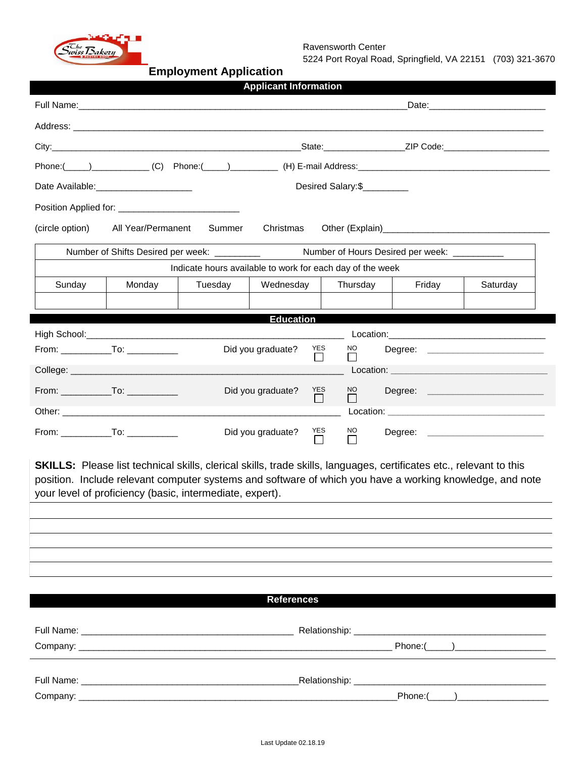Ravensworth Center
5224 Port Royal Road, Springfield, VA 22151 (703) 321-3670

# Employment Application

## Applicant Information

Full Name:_________________________________________________________________Date:_______________________

Address: ___________________________________________________________________________________________

City:__________________________________________________State:________________ZIP Code:_____________________

Phone:(_____)___________ (C) Phone:(_____)_________ (H) E-mail Address:_______________________________________

Date Available:___________________ Desired Salary:$_________

Position Applied for: ________________________

(circle option) All Year/Permanent Summer Christmas Other (Explain)________________________________

| Number of Shifts Desired per week: _________ | | | | Number of Hours Desired per week: __________ | | |
|---|---|---|---|---|---|---|
| Indicate hours available to work for each day of the week | | | | | | |
| Sunday | Monday | Tuesday | Wednesday | Thursday | Friday | Saturday |
| | | | | | | |

## Education

High School:_______________________________________________ Location:______________________________

From: __________To: __________ Did you graduate? YES ☐ NO ☐ Degree: _______________________

College: _____________________________________________ Location: ______________________________

From: __________To: __________ Did you graduate? YES ☐ NO ☐ Degree: _______________________

Other: _______________________________________________ Location: ______________________________

From: __________To: __________ Did you graduate? YES ☐ NO ☐ Degree: _______________________

**SKILLS:** Please list technical skills, clerical skills, trade skills, languages, certificates etc., relevant to this position. Include relevant computer systems and software of which you have a working knowledge, and note your level of proficiency (basic, intermediate, expert).

________________________________________________________________________________________________

________________________________________________________________________________________________

________________________________________________________________________________________________

________________________________________________________________________________________________

________________________________________________________________________________________________

## References

Full Name: ________________________________________ Relationship: ______________________________________

Company: ______________________________________________________________ Phone:(_____)_________________

Full Name: ________________________________________ Relationship: ______________________________________

Company: ______________________________________________________________ Phone:(_____)_________________

Last Update 02.18.19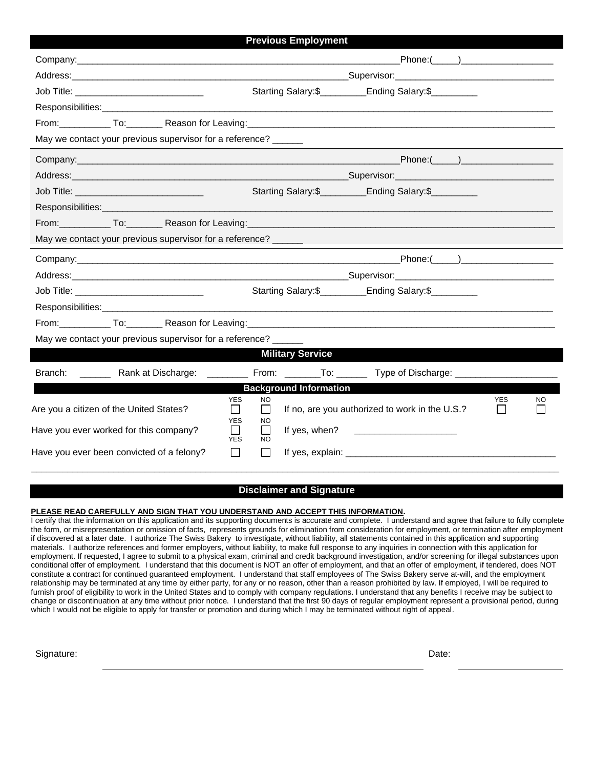## Previous Employment

Company:_________________________________________________________________Phone:(_____)__________________

Address:_______________________________________________________Supervisor:______________________________

Job Title: _________________________ Starting Salary:$_________Ending Salary:$_________

Responsibilities:_____________________________________________________________________________________

From:__________ To:_______ Reason for Leaving:______________________________________________________________

May we contact your previous supervisor for a reference? ______

Company:_________________________________________________________________Phone:(_____)__________________

Address:_______________________________________________________Supervisor:______________________________

Job Title: _________________________ Starting Salary:$_________Ending Salary:$_________

Responsibilities:_____________________________________________________________________________________

From:__________ To:_______ Reason for Leaving:______________________________________________________________

May we contact your previous supervisor for a reference? ______

Company:_________________________________________________________________Phone:(_____)__________________

Address:_______________________________________________________Supervisor:______________________________

Job Title: _________________________ Starting Salary:$_________Ending Salary:$_________

Responsibilities:_____________________________________________________________________________________

From:__________ To:_______ Reason for Leaving:______________________________________________________________

May we contact your previous supervisor for a reference? ______

## Military Service

Branch: ______ Rank at Discharge: ________ From: _______To: ______ Type of Discharge: ____________________

## Background Information

Are you a citizen of the United States? YES ☐ NO ☐ If no, are you authorized to work in the U.S.? YES ☐ NO ☐

Have you ever worked for this company? YES ☐ NO ☐ If yes, when? ____________________

Have you ever been convicted of a felony? YES ☐ NO ☐ If yes, explain: ________________________________________

## Disclaimer and Signature

**PLEASE READ CAREFULLY AND SIGN THAT YOU UNDERSTAND AND ACCEPT THIS INFORMATION.**

I certify that the information on this application and its supporting documents is accurate and complete. I understand and agree that failure to fully complete the form, or misrepresentation or omission of facts, represents grounds for elimination from consideration for employment, or termination after employment if discovered at a later date. I authorize The Swiss Bakery to investigate, without liability, all statements contained in this application and supporting materials. I authorize references and former employers, without liability, to make full response to any inquiries in connection with this application for employment. If requested, I agree to submit to a physical exam, criminal and credit background investigation, and/or screening for illegal substances upon conditional offer of employment. I understand that this document is NOT an offer of employment, and that an offer of employment, if tendered, does NOT constitute a contract for continued guaranteed employment. I understand that staff employees of The Swiss Bakery serve at-will, and the employment relationship may be terminated at any time by either party, for any or no reason, other than a reason prohibited by law. If employed, I will be required to furnish proof of eligibility to work in the United States and to comply with company regulations. I understand that any benefits I receive may be subject to change or discontinuation at any time without prior notice. I understand that the first 90 days of regular employment represent a provisional period, during which I would not be eligible to apply for transfer or promotion and during which I may be terminated without right of appeal.

Signature: ______________________________________________ Date: ____________________